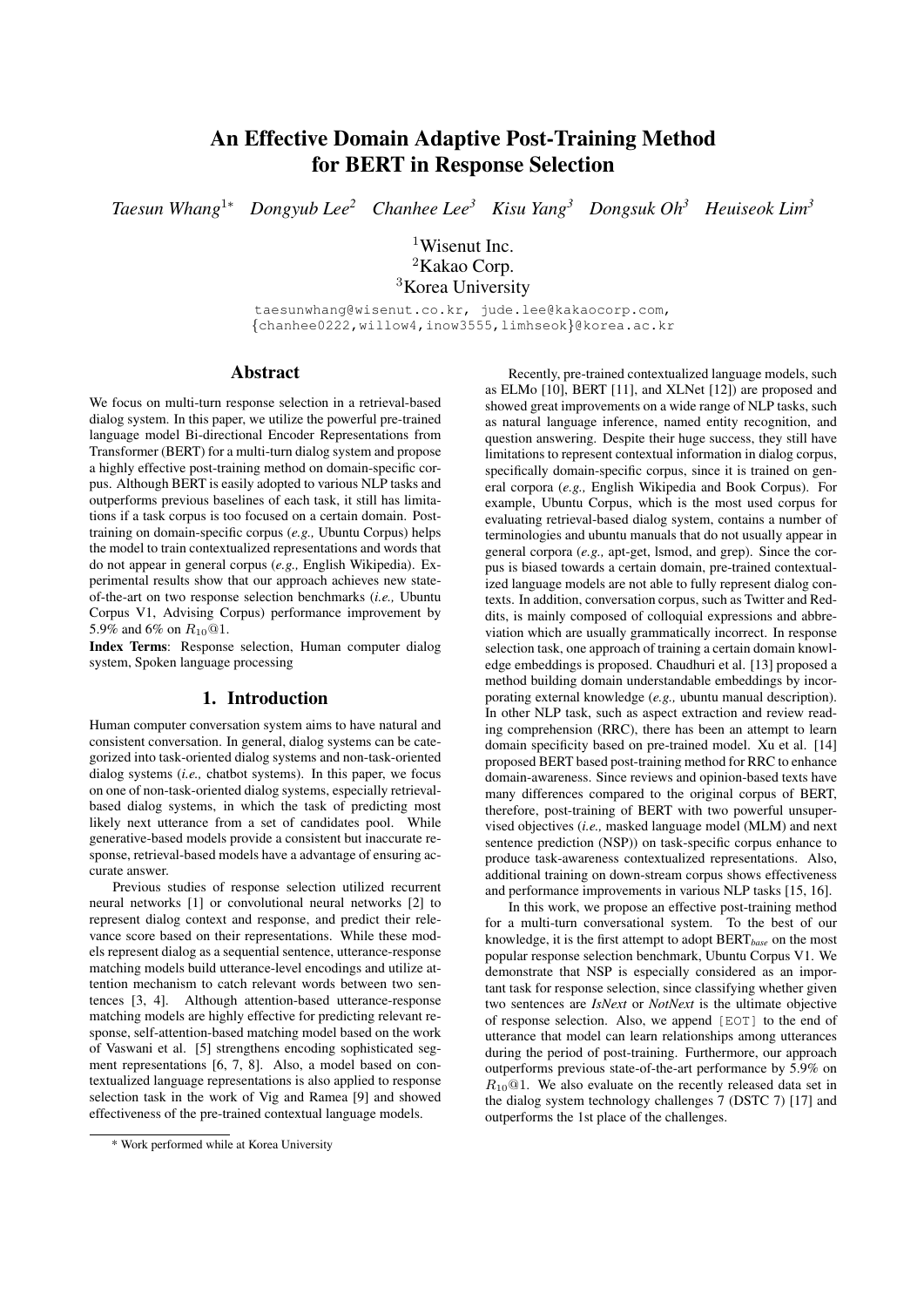# An Effective Domain Adaptive Post-Training Method for BERT in Response Selection

*Taesun Whang*[1*] *Dongyub Lee*[2] *Chanhee Lee*[3] *Kisu Yang*[3] *Dongsuk Oh*[3] *Heuiseok Lim*[3]

[1]Wisenut Inc.
[2]Kakao Corp.
[3]Korea University

taesunwhang@wisenut.co.kr, jude.lee@kakaocorp.com,
{chanhee0222,willow4,inow3555,limhseok}@korea.ac.kr

## Abstract

We focus on multi-turn response selection in a retrieval-based dialog system. In this paper, we utilize the powerful pre-trained language model Bi-directional Encoder Representations from Transformer (BERT) for a multi-turn dialog system and propose a highly effective post-training method on domain-specific corpus. Although BERT is easily adopted to various NLP tasks and outperforms previous baselines of each task, it still has limitations if a task corpus is too focused on a certain domain. Post-training on domain-specific corpus (*e.g.,* Ubuntu Corpus) helps the model to train contextualized representations and words that do not appear in general corpus (*e.g.,* English Wikipedia). Experimental results show that our approach achieves new state-of-the-art on two response selection benchmarks (*i.e.,* Ubuntu Corpus V1, Advising Corpus) performance improvement by 5.9% and 6% on $R_{10}@1$.

**Index Terms**: Response selection, Human computer dialog system, Spoken language processing

## 1. Introduction

Human computer conversation system aims to have natural and consistent conversation. In general, dialog systems can be categorized into task-oriented dialog systems and non-task-oriented dialog systems (*i.e.,* chatbot systems). In this paper, we focus on one of non-task-oriented dialog systems, especially retrieval-based dialog systems, in which the task of predicting most likely next utterance from a set of candidates pool. While generative-based models provide a consistent but inaccurate response, retrieval-based models have a advantage of ensuring accurate answer.

Previous studies of response selection utilized recurrent neural networks [1] or convolutional neural networks [2] to represent dialog context and response, and predict their relevance score based on their representations. While these models represent dialog as a sequential sentence, utterance-response matching models build utterance-level encodings and utilize attention mechanism to catch relevant words between two sentences [3, 4]. Although attention-based utterance-response matching models are highly effective for predicting relevant response, self-attention-based matching model based on the work of Vaswani et al. [5] strengthens encoding sophisticated segment representations [6, 7, 8]. Also, a model based on contextualized language representations is also applied to response selection task in the work of Vig and Ramea [9] and showed effectiveness of the pre-trained contextual language models.

Recently, pre-trained contextualized language models, such as ELMo [10], BERT [11], and XLNet [12]) are proposed and showed great improvements on a wide range of NLP tasks, such as natural language inference, named entity recognition, and question answering. Despite their huge success, they still have limitations to represent contextual information in dialog corpus, specifically domain-specific corpus, since it is trained on general corpora (*e.g.,* English Wikipedia and Book Corpus). For example, Ubuntu Corpus, which is the most used corpus for evaluating retrieval-based dialog system, contains a number of terminologies and ubuntu manuals that do not usually appear in general corpora (*e.g.,* apt-get, lsmod, and grep). Since the corpus is biased towards a certain domain, pre-trained contextualized language models are not able to fully represent dialog contexts. In addition, conversation corpus, such as Twitter and Reddits, is mainly composed of colloquial expressions and abbreviation which are usually grammatically incorrect. In response selection task, one approach of training a certain domain knowledge embeddings is proposed. Chaudhuri et al. [13] proposed a method building domain understandable embeddings by incorporating external knowledge (*e.g.,* ubuntu manual description). In other NLP task, such as aspect extraction and review reading comprehension (RRC), there has been an attempt to learn domain specificity based on pre-trained model. Xu et al. [14] proposed BERT based post-training method for RRC to enhance domain-awareness. Since reviews and opinion-based texts have many differences compared to the original corpus of BERT, therefore, post-training of BERT with two powerful unsupervised objectives (*i.e.,* masked language model (MLM) and next sentence prediction (NSP)) on task-specific corpus enhance to produce task-awareness contextualized representations. Also, additional training on down-stream corpus shows effectiveness and performance improvements in various NLP tasks [15, 16].

In this work, we propose an effective post-training method for a multi-turn conversational system. To the best of our knowledge, it is the first attempt to adopt BERT$_{base}$ on the most popular response selection benchmark, Ubuntu Corpus V1. We demonstrate that NSP is especially considered as an important task for response selection, since classifying whether given two sentences are *IsNext* or *NotNext* is the ultimate objective of response selection. Also, we append [EOT] to the end of utterance that model can learn relationships among utterances during the period of post-training. Furthermore, our approach outperforms previous state-of-the-art performance by 5.9% on $R_{10}@1$. We also evaluate on the recently released data set in the dialog system technology challenges 7 (DSTC 7) [17] and outperforms the 1st place of the challenges.

\* Work performed while at Korea University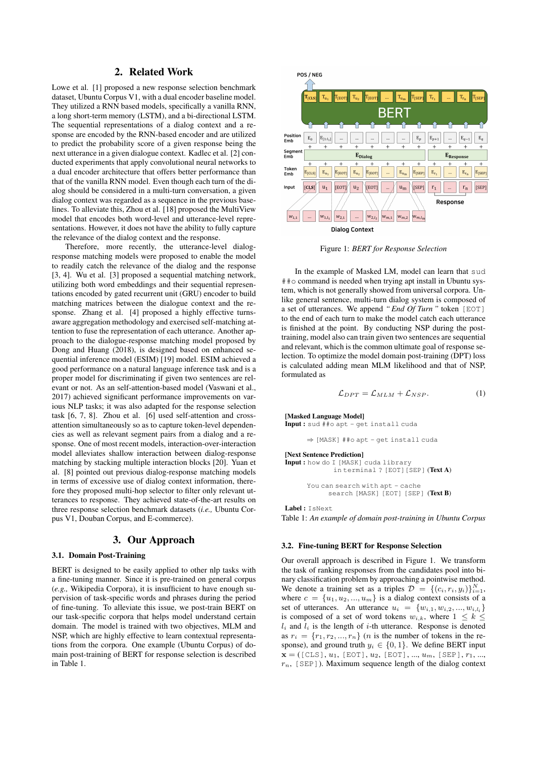## 2. Related Work

Lowe et al. [1] proposed a new response selection benchmark dataset, Ubuntu Corpus V1, with a dual encoder baseline model. They utilized a RNN based models, specifically a vanilla RNN, a long short-term memory (LSTM), and a bi-directional LSTM. The sequential representations of a dialog context and a response are encoded by the RNN-based encoder and are utilized to predict the probability score of a given response being the next utterance in a given dialogue context. Kadlec et al. [2] conducted experiments that apply convolutional neural networks to a dual encoder architecture that offers better performance than that of the vanilla RNN model. Even though each turn of the dialog should be considered in a multi-turn conversation, a given dialog context was regarded as a sequence in the previous baselines. To alleviate this, Zhou et al. [18] proposed the MultiView model that encodes both word-level and utterance-level representations. However, it does not have the ability to fully capture the relevance of the dialog context and the response.

Therefore, more recently, the utterance-level dialog-response matching models were proposed to enable the model to readily catch the relevance of the dialog and the response [3, 4]. Wu et al. [3] proposed a sequential matching network, utilizing both word embeddings and their sequential representations encoded by gated recurrent unit (GRU) encoder to build matching matrices between the dialogue context and the response. Zhang et al. [4] proposed a highly effective turns-aware aggregation methodology and exercised self-matching attention to fuse the representation of each utterance. Another approach to the dialogue-response matching model proposed by Dong and Huang (2018), is designed based on enhanced sequential inference model (ESIM) [19] model. ESIM achieved a good performance on a natural language inference task and is a proper model for discriminating if given two sentences are relevant or not. As an self-attention-based model (Vaswani et al., 2017) achieved significant performance improvements on various NLP tasks; it was also adapted for the response selection task [6, 7, 8]. Zhou et al. [6] used self-attention and cross-attention simultaneously so as to capture token-level dependencies as well as relevant segment pairs from a dialog and a response. One of most recent models, interaction-over-interaction model alleviates shallow interaction between dialog-response matching by stacking multiple interaction blocks [20]. Yuan et al. [8] pointed out previous dialog-response matching models in terms of excessive use of dialog context information, therefore they proposed multi-hop selector to filter only relevant utterances to response. They achieved state-of-the-art results on three response selection benchmark datasets (*i.e.,* Ubuntu Corpus V1, Douban Corpus, and E-commerce).

## 3. Our Approach

### 3.1. Domain Post-Training

BERT is designed to be easily applied to other nlp tasks with a fine-tuning manner. Since it is pre-trained on general corpus (*e.g.,* Wikipedia Corpora), it is insufficient to have enough supervision of task-specific words and phrases during the period of fine-tuning. To alleviate this issue, we post-train BERT on our task-specific corpora that helps model understand certain domain. The model is trained with two objectives, MLM and NSP, which are highly effective to learn contextual representations from the corpora. One example (Ubuntu Corpus) of domain post-training of BERT for response selection is described in Table 1.

Figure 1: *BERT for Response Selection*

In the example of Masked LM, model can learn that `sud ##o` command is needed when trying apt install in Ubuntu system, which is not generally showed from universal corpora. Unlike general sentence, multi-turn dialog system is composed of a set of utterances. We append *"End Of Turn"* token `[EOT]` to the end of each turn to make the model catch each utterance is finished at the point. By conducting NSP during the post-training, model also can train given two sentences are sequential and relevant, which is the common ultimate goal of response selection. To optimize the model domain post-training (DPT) loss is calculated adding mean MLM likelihood and that of NSP, formulated as

$$\mathcal{L}_{DPT} = \mathcal{L}_{MLM} + \mathcal{L}_{NSP}. \quad (1)$$

**[Masked Language Model]**
**Input :** `sud ##o apt - get install cuda`

⇒ `[MASK] ##o apt - get install cuda`

**[Next Sentence Prediction]**
**Input :** `how do I [MASK] cuda library in terminal ? [EOT] [SEP]` **(Text A)**

`You can search with apt - cache search [MASK] [EOT] [SEP]` **(Text B)**

**Label :** `IsNext`

Table 1: *An example of domain post-training in Ubuntu Corpus*

### 3.2. Fine-tuning BERT for Response Selection

Our overall approach is described in Figure 1. We transform the task of ranking responses from the candidates pool into binary classification problem by approaching a pointwise method. We denote a training set as a triples $\mathcal{D} = \{(c_i, r_i, y_i)\}_{i=1}^{N}$, where $c = \{u_1, u_2, ..., u_m\}$ is a dialog context consists of a set of utterances. An utterance $u_i = \{w_{i,1}, w_{i,2}, ..., w_{i,l_i}\}$ is composed of a set of word tokens $w_{i,k}$, where $1 \leq k \leq l_i$ and $l_i$ is the length of $i$-th utterance. Response is denoted as $r_i = \{r_1, r_2, ..., r_n\}$ ($n$ is the number of tokens in the response), and ground truth $y_i \in \{0, 1\}$. We define BERT input $\mathbf{x} = ($`[CLS]`, $u_1$, `[EOT]`, $u_2$, `[EOT]`, ..., $u_m$, `[SEP]`, $r_1$, ..., $r_n$, `[SEP]`$)$. Maximum sequence length of the dialog context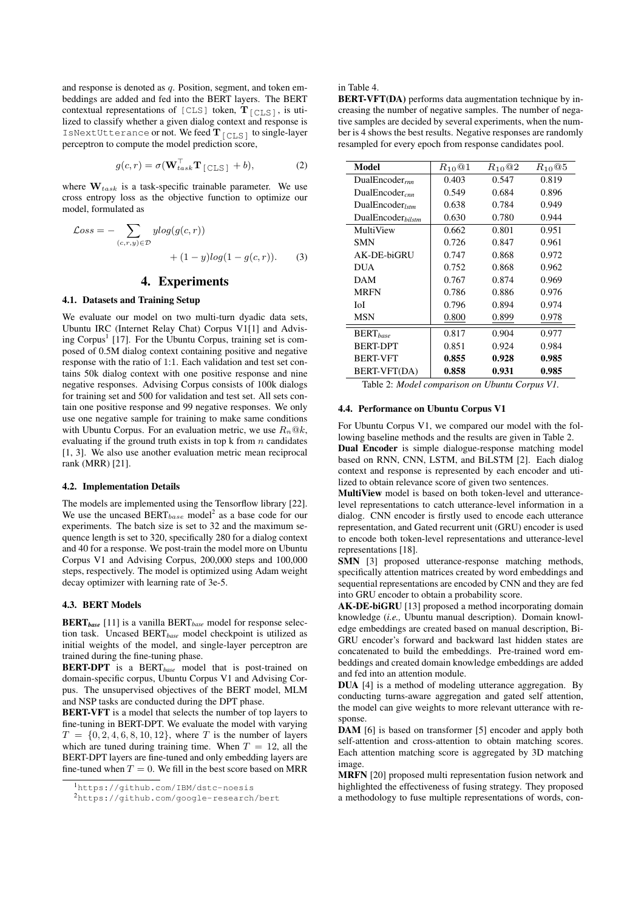and response is denoted as $q$. Position, segment, and token embeddings are added and fed into the BERT layers. The BERT contextual representations of `[CLS]` token, $\mathbf{T}_{\texttt{[CLS]}}$, is utilized to classify whether a given dialog context and response is `IsNextUtterance` or not. We feed $\mathbf{T}_{\texttt{[CLS]}}$ to single-layer perceptron to compute the model prediction score,

$$g(c, r) = \sigma(\mathbf{W}_{task}^{\top}\mathbf{T}_{\texttt{[CLS]}} + b), \quad (2)$$

where $\mathbf{W}_{task}$ is a task-specific trainable parameter. We use cross entropy loss as the objective function to optimize our model, formulated as

$$\mathcal{L}oss = -\sum_{(c,r,y)\in\mathcal{D}} y log(g(c, r)) + (1 - y) log(1 - g(c, r)). \quad (3)$$

# 4. Experiments

## 4.1. Datasets and Training Setup

We evaluate our model on two multi-turn dyadic data sets, Ubuntu IRC (Internet Relay Chat) Corpus V1[1] and Advising Corpus[1] [17]. For the Ubuntu Corpus, training set is composed of 0.5M dialog context containing positive and negative response with the ratio of 1:1. Each validation and test set contains 50k dialog context with one positive response and nine negative responses. Advising Corpus consists of 100k dialogs for training set and 500 for validation and test set. All sets contain one positive response and 99 negative responses. We only use one negative sample for training to make same conditions with Ubuntu Corpus. For an evaluation metric, we use $R_n@k$, evaluating if the ground truth exists in top k from $n$ candidates [1, 3]. We also use another evaluation metric mean reciprocal rank (MRR) [21].

## 4.2. Implementation Details

The models are implemented using the Tensorflow library [22]. We use the uncased BERT$_{base}$ model[2] as a base code for our experiments. The batch size is set to 32 and the maximum sequence length is set to 320, specifically 280 for a dialog context and 40 for a response. We post-train the model more on Ubuntu Corpus V1 and Advising Corpus, 200,000 steps and 100,000 steps, respectively. The model is optimized using Adam weight decay optimizer with learning rate of 3e-5.

## 4.3. BERT Models

**BERT$_{base}$** [11] is a vanilla BERT$_{base}$ model for response selection task. Uncased BERT$_{base}$ model checkpoint is utilized as initial weights of the model, and single-layer perceptron are trained during the fine-tuning phase.

**BERT-DPT** is a BERT$_{base}$ model that is post-trained on domain-specific corpus, Ubuntu Corpus V1 and Advising Corpus. The unsupervised objectives of the BERT model, MLM and NSP tasks are conducted during the DPT phase.

**BERT-VFT** is a model that selects the number of top layers to fine-tuning in BERT-DPT. We evaluate the model with varying $T = \{0, 2, 4, 6, 8, 10, 12\}$, where $T$ is the number of layers which are tuned during training time. When $T = 12$, all the BERT-DPT layers are fine-tuned and only embedding layers are fine-tuned when $T = 0$. We fill in the best score based on MRR in Table 4.

**BERT-VFT(DA)** performs data augmentation technique by increasing the number of negative samples. The number of negative samples are decided by several experiments, when the number is 4 shows the best results. Negative responses are randomly resampled for every epoch from response candidates pool.

| Model | $R_{10}@1$ | $R_{10}@2$ | $R_{10}@5$ |
|---|---|---|---|
| DualEncoder$_{rnn}$ | 0.403 | 0.547 | 0.819 |
| DualEncoder$_{cnn}$ | 0.549 | 0.684 | 0.896 |
| DualEncoder$_{lstm}$ | 0.638 | 0.784 | 0.949 |
| DualEncoder$_{bilstm}$ | 0.630 | 0.780 | 0.944 |
| MultiView | 0.662 | 0.801 | 0.951 |
| SMN | 0.726 | 0.847 | 0.961 |
| AK-DE-biGRU | 0.747 | 0.868 | 0.972 |
| DUA | 0.752 | 0.868 | 0.962 |
| DAM | 0.767 | 0.874 | 0.969 |
| MRFN | 0.786 | 0.886 | 0.976 |
| IoI | 0.796 | 0.894 | 0.974 |
| MSN | 0.800 | 0.899 | 0.978 |
| BERT$_{base}$ | 0.817 | 0.904 | 0.977 |
| BERT-DPT | 0.851 | 0.924 | 0.984 |
| BERT-VFT | **0.855** | **0.928** | **0.985** |
| BERT-VFT(DA) | **0.858** | **0.931** | **0.985** |

Table 2: *Model comparison on Ubuntu Corpus V1.*

## 4.4. Performance on Ubuntu Corpus V1

For Ubuntu Corpus V1, we compared our model with the following baseline methods and the results are given in Table 2.

**Dual Encoder** is simple dialogue-response matching model based on RNN, CNN, LSTM, and BiLSTM [2]. Each dialog context and response is represented by each encoder and utilized to obtain relevance score of given two sentences.

**MultiView** model is based on both token-level and utterance-level representations to catch utterance-level information in a dialog. CNN encoder is firstly used to encode each utterance representation, and Gated recurrent unit (GRU) encoder is used to encode both token-level representations and utterance-level representations [18].

**SMN** [3] proposed utterance-response matching methods, specifically attention matrices created by word embeddings and sequential representations are encoded by CNN and they are fed into GRU encoder to obtain a probability score.

**AK-DE-biGRU** [13] proposed a method incorporating domain knowledge (*i.e.,* Ubuntu manual description). Domain knowledge embeddings are created based on manual description, Bi-GRU encoder's forward and backward last hidden states are concatenated to build the embeddings. Pre-trained word embeddings and created domain knowledge embeddings are added and fed into an attention module.

**DUA** [4] is a method of modeling utterance aggregation. By conducting turns-aware aggregation and gated self attention, the model can give weights to more relevant utterance with response.

**DAM** [6] is based on transformer [5] encoder and apply both self-attention and cross-attention to obtain matching scores. Each attention matching score is aggregated by 3D matching image.

**MRFN** [20] proposed multi representation fusion network and highlighted the effectiveness of fusing strategy. They proposed a methodology to fuse multiple representations of words, con-

[1] https://github.com/IBM/dstc-noesis

[2] https://github.com/google-research/bert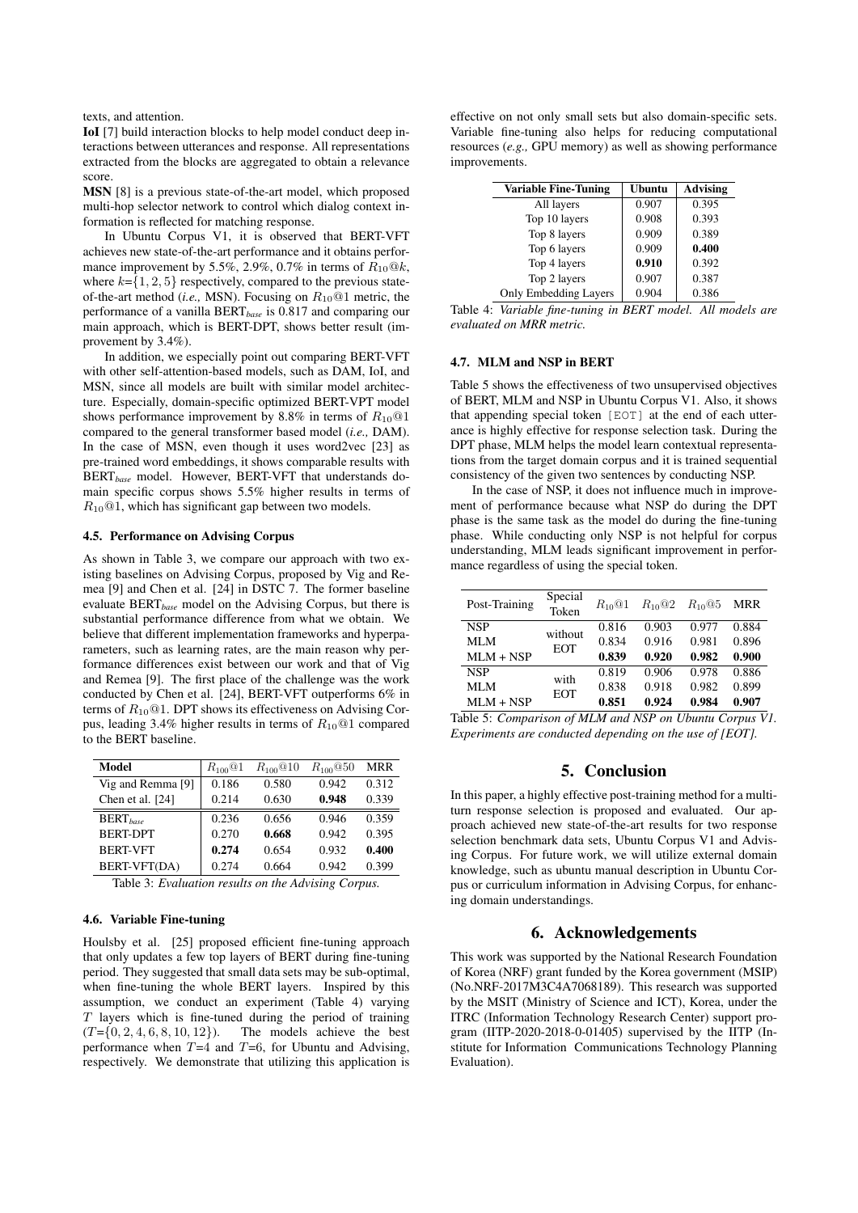texts, and attention.

**IoI** [7] build interaction blocks to help model conduct deep interactions between utterances and response. All representations extracted from the blocks are aggregated to obtain a relevance score.

**MSN** [8] is a previous state-of-the-art model, which proposed multi-hop selector network to control which dialog context information is reflected for matching response.

In Ubuntu Corpus V1, it is observed that BERT-VFT achieves new state-of-the-art performance and it obtains performance improvement by 5.5%, 2.9%, 0.7% in terms of $R_{10}@k$, where $k$={1, 2, 5} respectively, compared to the previous state-of-the-art method (*i.e.,* MSN). Focusing on $R_{10}@1$ metric, the performance of a vanilla BERT$_{base}$ is 0.817 and comparing our main approach, which is BERT-DPT, shows better result (improvement by 3.4%).

In addition, we especially point out comparing BERT-VFT with other self-attention-based models, such as DAM, IoI, and MSN, since all models are built with similar model architecture. Especially, domain-specific optimized BERT-VPT model shows performance improvement by 8.8% in terms of $R_{10}@1$ compared to the general transformer based model (*i.e.,* DAM). In the case of MSN, even though it uses word2vec [23] as pre-trained word embeddings, it shows comparable results with BERT$_{base}$ model. However, BERT-VFT that understands domain specific corpus shows 5.5% higher results in terms of $R_{10}@1$, which has significant gap between two models.

### 4.5. Performance on Advising Corpus

As shown in Table 3, we compare our approach with two existing baselines on Advising Corpus, proposed by Vig and Remea [9] and Chen et al. [24] in DSTC 7. The former baseline evaluate BERT$_{base}$ model on the Advising Corpus, but there is substantial performance difference from what we obtain. We believe that different implementation frameworks and hyperparameters, such as learning rates, are the main reason why performance differences exist between our work and that of Vig and Remea [9]. The first place of the challenge was the work conducted by Chen et al. [24], BERT-VFT outperforms 6% in terms of $R_{10}@1$. DPT shows its effectiveness on Advising Corpus, leading 3.4% higher results in terms of $R_{10}@1$ compared to the BERT baseline.

| Model | $R_{100}@1$ | $R_{100}@10$ | $R_{100}@50$ | MRR |
|---|---|---|---|---|
| Vig and Remma [9] | 0.186 | 0.580 | 0.942 | 0.312 |
| Chen et al. [24] | 0.214 | 0.630 | **0.948** | 0.339 |
| BERT$_{base}$ | 0.236 | 0.656 | 0.946 | 0.359 |
| BERT-DPT | 0.270 | **0.668** | 0.942 | 0.395 |
| BERT-VFT | **0.274** | 0.654 | 0.932 | **0.400** |
| BERT-VFT(DA) | 0.274 | 0.664 | 0.942 | 0.399 |

Table 3: *Evaluation results on the Advising Corpus.*

### 4.6. Variable Fine-tuning

Houlsby et al. [25] proposed efficient fine-tuning approach that only updates a few top layers of BERT during fine-tuning period. They suggested that small data sets may be sub-optimal, when fine-tuning the whole BERT layers. Inspired by this assumption, we conduct an experiment (Table 4) varying $T$ layers which is fine-tuned during the period of training ($T$={0, 2, 4, 6, 8, 10, 12}). The models achieve the best performance when $T$=4 and $T$=6, for Ubuntu and Advising, respectively. We demonstrate that utilizing this application is effective on not only small sets but also domain-specific sets. Variable fine-tuning also helps for reducing computational resources (*e.g.,* GPU memory) as well as showing performance improvements.

| Variable Fine-Tuning | Ubuntu | Advising |
|---|---|---|
| All layers | 0.907 | 0.395 |
| Top 10 layers | 0.908 | 0.393 |
| Top 8 layers | 0.909 | 0.389 |
| Top 6 layers | 0.909 | **0.400** |
| Top 4 layers | **0.910** | 0.392 |
| Top 2 layers | 0.907 | 0.387 |
| Only Embedding Layers | 0.904 | 0.386 |

Table 4: *Variable fine-tuning in BERT model. All models are evaluated on MRR metric.*

### 4.7. MLM and NSP in BERT

Table 5 shows the effectiveness of two unsupervised objectives of BERT, MLM and NSP in Ubuntu Corpus V1. Also, it shows that appending special token [EOT] at the end of each utterance is highly effective for response selection task. During the DPT phase, MLM helps the model learn contextual representations from the target domain corpus and it is trained sequential consistency of the given two sentences by conducting NSP.

In the case of NSP, it does not influence much in improvement of performance because what NSP do during the DPT phase is the same task as the model do during the fine-tuning phase. While conducting only NSP is not helpful for corpus understanding, MLM leads significant improvement in performance regardless of using the special token.

| Post-Training | Special Token | $R_{10}@1$ | $R_{10}@2$ | $R_{10}@5$ | MRR |
|---|---|---|---|---|---|
| NSP | without EOT | 0.816 | 0.903 | 0.977 | 0.884 |
| MLM | | 0.834 | 0.916 | 0.981 | 0.896 |
| MLM + NSP | | **0.839** | **0.920** | **0.982** | **0.900** |
| NSP | with EOT | 0.819 | 0.906 | 0.978 | 0.886 |
| MLM | | 0.838 | 0.918 | 0.982 | 0.899 |
| MLM + NSP | | **0.851** | **0.924** | **0.984** | **0.907** |

Table 5: *Comparison of MLM and NSP on Ubuntu Corpus V1. Experiments are conducted depending on the use of [EOT].*

## 5. Conclusion

In this paper, a highly effective post-training method for a multi-turn response selection is proposed and evaluated. Our approach achieved new state-of-the-art results for two response selection benchmark data sets, Ubuntu Corpus V1 and Advising Corpus. For future work, we will utilize external domain knowledge, such as ubuntu manual description in Ubuntu Corpus or curriculum information in Advising Corpus, for enhancing domain understandings.

## 6. Acknowledgements

This work was supported by the National Research Foundation of Korea (NRF) grant funded by the Korea government (MSIP) (No.NRF-2017M3C4A7068189). This research was supported by the MSIT (Ministry of Science and ICT), Korea, under the ITRC (Information Technology Research Center) support program (IITP-2020-2018-0-01405) supervised by the IITP (Institute for Information Communications Technology Planning Evaluation).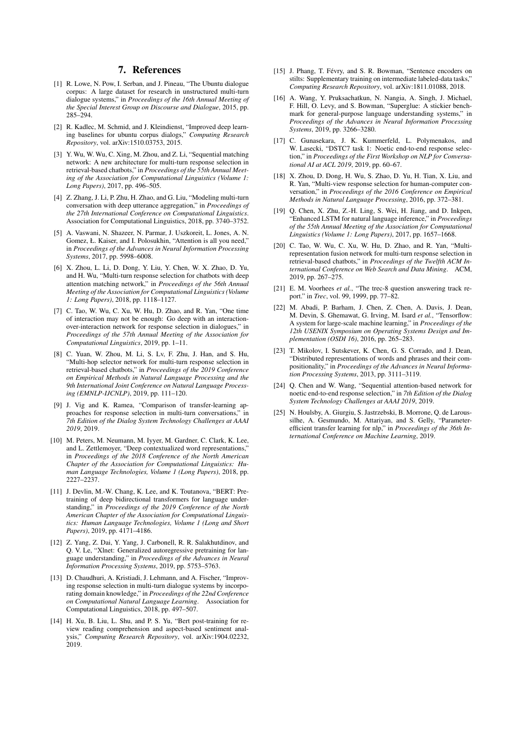## 7. References

[1] R. Lowe, N. Pow, I. Serban, and J. Pineau, "The Ubuntu dialogue corpus: A large dataset for research in unstructured multi-turn dialogue systems," in *Proceedings of the 16th Annual Meeting of the Special Interest Group on Discourse and Dialogue*, 2015, pp. 285–294.

[2] R. Kadlec, M. Schmid, and J. Kleindienst, "Improved deep learning baselines for ubuntu corpus dialogs," *Computing Research Repository*, vol. arXiv:1510.03753, 2015.

[3] Y. Wu, W. Wu, C. Xing, M. Zhou, and Z. Li, "Sequential matching network: A new architecture for multi-turn response selection in retrieval-based chatbots," in *Proceedings of the 55th Annual Meeting of the Association for Computational Linguistics (Volume 1: Long Papers)*, 2017, pp. 496–505.

[4] Z. Zhang, J. Li, P. Zhu, H. Zhao, and G. Liu, "Modeling multi-turn conversation with deep utterance aggregation," in *Proceedings of the 27th International Conference on Computational Linguistics*. Association for Computational Linguistics, 2018, pp. 3740–3752.

[5] A. Vaswani, N. Shazeer, N. Parmar, J. Uszkoreit, L. Jones, A. N. Gomez, Ł. Kaiser, and I. Polosukhin, "Attention is all you need," in *Proceedings of the Advances in Neural Information Processing Systems*, 2017, pp. 5998–6008.

[6] X. Zhou, L. Li, D. Dong, Y. Liu, Y. Chen, W. X. Zhao, D. Yu, and H. Wu, "Multi-turn response selection for chatbots with deep attention matching network," in *Proceedings of the 56th Annual Meeting of the Association for Computational Linguistics (Volume 1: Long Papers)*, 2018, pp. 1118–1127.

[7] C. Tao, W. Wu, C. Xu, W. Hu, D. Zhao, and R. Yan, "One time of interaction may not be enough: Go deep with an interaction-over-interaction network for response selection in dialogues," in *Proceedings of the 57th Annual Meeting of the Association for Computational Linguistics*, 2019, pp. 1–11.

[8] C. Yuan, W. Zhou, M. Li, S. Lv, F. Zhu, J. Han, and S. Hu, "Multi-hop selector network for multi-turn response selection in retrieval-based chatbots," in *Proceedings of the 2019 Conference on Empirical Methods in Natural Language Processing and the 9th International Joint Conference on Natural Language Processing (EMNLP-IJCNLP)*, 2019, pp. 111–120.

[9] J. Vig and K. Ramea, "Comparison of transfer-learning approaches for response selection in multi-turn conversations," in *7th Edition of the Dialog System Technology Challenges at AAAI 2019*, 2019.

[10] M. Peters, M. Neumann, M. Iyyer, M. Gardner, C. Clark, K. Lee, and L. Zettlemoyer, "Deep contextualized word representations," in *Proceedings of the 2018 Conference of the North American Chapter of the Association for Computational Linguistics: Human Language Technologies, Volume 1 (Long Papers)*, 2018, pp. 2227–2237.

[11] J. Devlin, M.-W. Chang, K. Lee, and K. Toutanova, "BERT: Pre-training of deep bidirectional transformers for language understanding," in *Proceedings of the 2019 Conference of the North American Chapter of the Association for Computational Linguistics: Human Language Technologies, Volume 1 (Long and Short Papers)*, 2019, pp. 4171–4186.

[12] Z. Yang, Z. Dai, Y. Yang, J. Carbonell, R. R. Salakhutdinov, and Q. V. Le, "Xlnet: Generalized autoregressive pretraining for language understanding," in *Proceedings of the Advances in Neural Information Processing Systems*, 2019, pp. 5753–5763.

[13] D. Chaudhuri, A. Kristiadi, J. Lehmann, and A. Fischer, "Improving response selection in multi-turn dialogue systems by incorporating domain knowledge," in *Proceedings of the 22nd Conference on Computational Natural Language Learning*. Association for Computational Linguistics, 2018, pp. 497–507.

[14] H. Xu, B. Liu, L. Shu, and P. S. Yu, "Bert post-training for review reading comprehension and aspect-based sentiment analysis," *Computing Research Repository*, vol. arXiv:1904.02232, 2019.

[15] J. Phang, T. Févry, and S. R. Bowman, "Sentence encoders on stilts: Supplementary training on intermediate labeled-data tasks," *Computing Research Repository*, vol. arXiv:1811.01088, 2018.

[16] A. Wang, Y. Pruksachatkun, N. Nangia, A. Singh, J. Michael, F. Hill, O. Levy, and S. Bowman, "Superglue: A stickier benchmark for general-purpose language understanding systems," in *Proceedings of the Advances in Neural Information Processing Systems*, 2019, pp. 3266–3280.

[17] C. Gunasekara, J. K. Kummerfeld, L. Polymenakos, and W. Lasecki, "DSTC7 task 1: Noetic end-to-end response selection," in *Proceedings of the First Workshop on NLP for Conversational AI at ACL 2019*, 2019, pp. 60–67.

[18] X. Zhou, D. Dong, H. Wu, S. Zhao, D. Yu, H. Tian, X. Liu, and R. Yan, "Multi-view response selection for human-computer conversation," in *Proceedings of the 2016 Conference on Empirical Methods in Natural Language Processing*, 2016, pp. 372–381.

[19] Q. Chen, X. Zhu, Z.-H. Ling, S. Wei, H. Jiang, and D. Inkpen, "Enhanced LSTM for natural language inference," in *Proceedings of the 55th Annual Meeting of the Association for Computational Linguistics (Volume 1: Long Papers)*, 2017, pp. 1657–1668.

[20] C. Tao, W. Wu, C. Xu, W. Hu, D. Zhao, and R. Yan, "Multi-representation fusion network for multi-turn response selection in retrieval-based chatbots," in *Proceedings of the Twelfth ACM International Conference on Web Search and Data Mining*. ACM, 2019, pp. 267–275.

[21] E. M. Voorhees *et al.*, "The trec-8 question answering track report." in *Trec*, vol. 99, 1999, pp. 77–82.

[22] M. Abadi, P. Barham, J. Chen, Z. Chen, A. Davis, J. Dean, M. Devin, S. Ghemawat, G. Irving, M. Isard *et al.*, "Tensorflow: A system for large-scale machine learning," in *Proceedings of the 12th USENIX Symposium on Operating Systems Design and Implementation (OSDI 16)*, 2016, pp. 265–283.

[23] T. Mikolov, I. Sutskever, K. Chen, G. S. Corrado, and J. Dean, "Distributed representations of words and phrases and their compositionality," in *Proceedings of the Advances in Neural Information Processing Systems*, 2013, pp. 3111–3119.

[24] Q. Chen and W. Wang, "Sequential attention-based network for noetic end-to-end response selection," in *7th Edition of the Dialog System Technology Challenges at AAAI 2019*, 2019.

[25] N. Houlsby, A. Giurgiu, S. Jastrzebski, B. Morrone, Q. de Laroussilhe, A. Gesmundo, M. Attariyan, and S. Gelly, "Parameter-efficient transfer learning for nlp," in *Proceedings of the 36th International Conference on Machine Learning*, 2019.